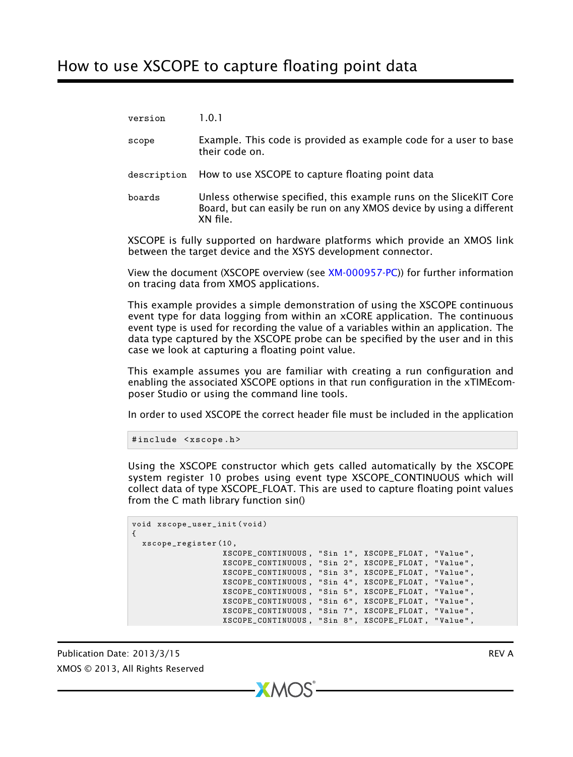# How to use XSCOPE to capture floating point data

| | |
|---|---|
| version | 1.0.1 |
| scope | Example. This code is provided as example code for a user to base their code on. |
| description | How to use XSCOPE to capture floating point data |
| boards | Unless otherwise specified, this example runs on the SliceKIT Core Board, but can easily be run on any XMOS device by using a different XN file. |

XSCOPE is fully supported on hardware platforms which provide an XMOS link between the target device and the XSYS development connector.

View the document (XSCOPE overview (see XM-000957-PC)) for further information on tracing data from XMOS applications.

This example provides a simple demonstration of using the XSCOPE continuous event type for data logging from within an xCORE application. The continuous event type is used for recording the value of a variables within an application. The data type captured by the XSCOPE probe can be specified by the user and in this case we look at capturing a floating point value.

This example assumes you are familiar with creating a run configuration and enabling the associated XSCOPE options in that run configuration in the xTIMEcomposer Studio or using the command line tools.

In order to used XSCOPE the correct header file must be included in the application

```
#include <xscope.h>
```

Using the XSCOPE constructor which gets called automatically by the XSCOPE system register 10 probes using event type XSCOPE_CONTINUOUS which will collect data of type XSCOPE_FLOAT. This are used to capture floating point values from the C math library function sin()

```
void xscope_user_init(void)
{
  xscope_register(10,
                  XSCOPE_CONTINUOUS, "Sin 1", XSCOPE_FLOAT, "Value",
                  XSCOPE_CONTINUOUS, "Sin 2", XSCOPE_FLOAT, "Value",
                  XSCOPE_CONTINUOUS, "Sin 3", XSCOPE_FLOAT, "Value",
                  XSCOPE_CONTINUOUS, "Sin 4", XSCOPE_FLOAT, "Value",
                  XSCOPE_CONTINUOUS, "Sin 5", XSCOPE_FLOAT, "Value",
                  XSCOPE_CONTINUOUS, "Sin 6", XSCOPE_FLOAT, "Value",
                  XSCOPE_CONTINUOUS, "Sin 7", XSCOPE_FLOAT, "Value",
                  XSCOPE_CONTINUOUS, "Sin 8", XSCOPE_FLOAT, "Value",
```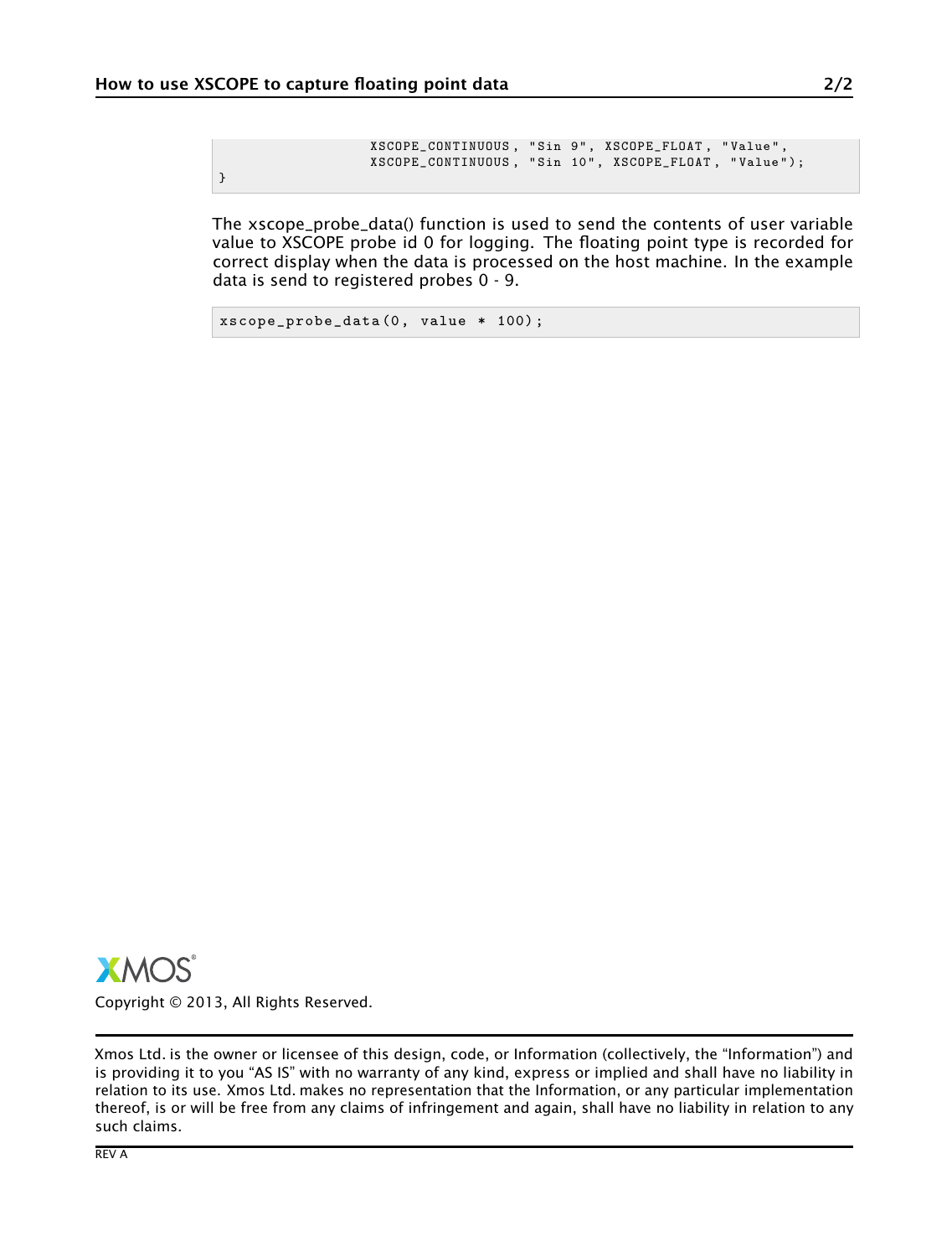```
                    XSCOPE_CONTINUOUS, "Sin 9", XSCOPE_FLOAT, "Value",
                    XSCOPE_CONTINUOUS, "Sin 10", XSCOPE_FLOAT, "Value");
}
```

The xscope_probe_data() function is used to send the contents of user variable value to XSCOPE probe id 0 for logging. The floating point type is recorded for correct display when the data is processed on the host machine. In the example data is send to registered probes 0 - 9.

```
xscope_probe_data(0, value * 100);
```

XMOS

Copyright © 2013, All Rights Reserved.

Xmos Ltd. is the owner or licensee of this design, code, or Information (collectively, the "Information") and is providing it to you "AS IS" with no warranty of any kind, express or implied and shall have no liability in relation to its use. Xmos Ltd. makes no representation that the Information, or any particular implementation thereof, is or will be free from any claims of infringement and again, shall have no liability in relation to any such claims.

REV A